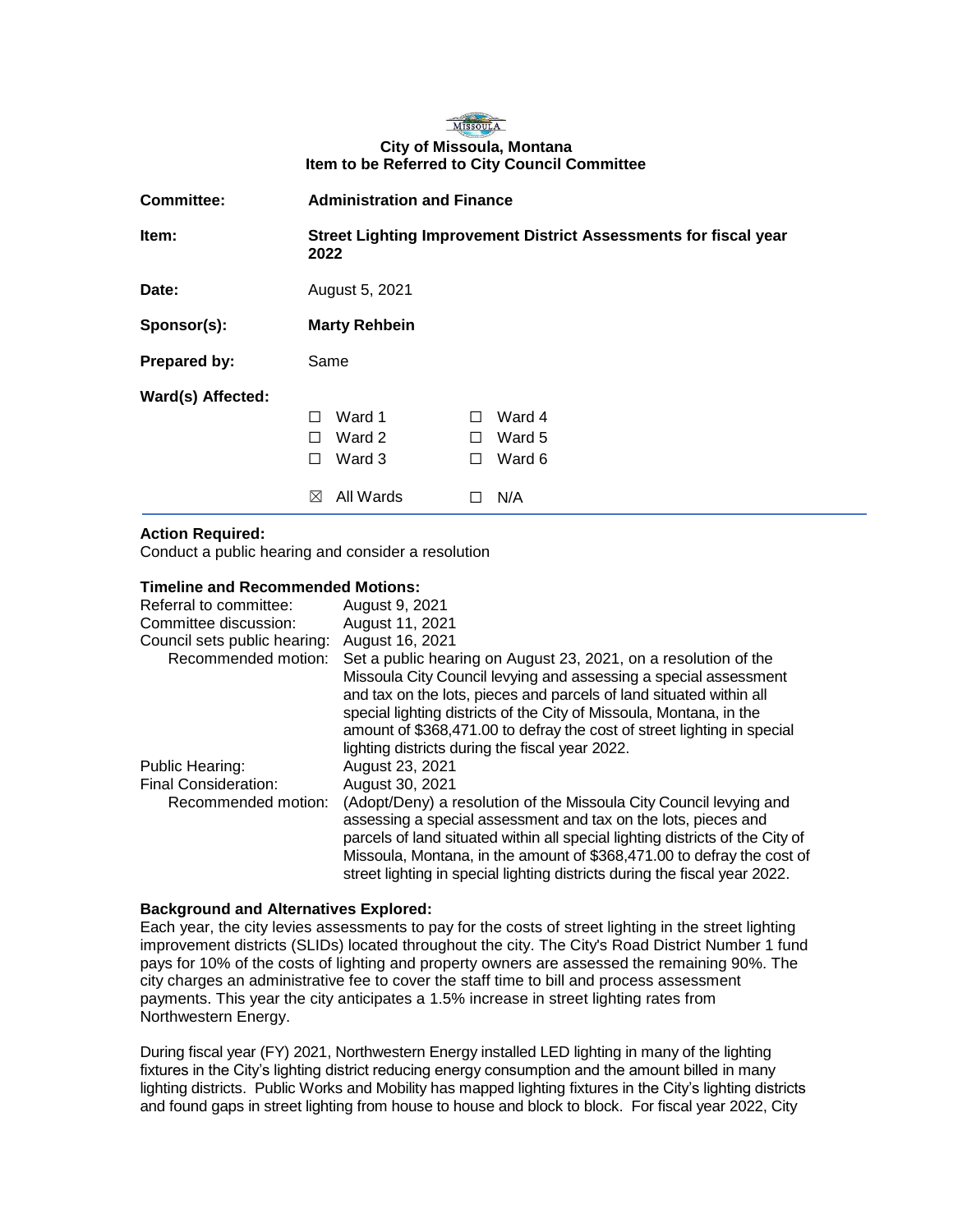**City of Missoula, Montana**
**Item to be Referred to City Council Committee**

| | |
|---|---|
| **Committee:** | **Administration and Finance** |
| **Item:** | **Street Lighting Improvement District Assessments for fiscal year 2022** |
| **Date:** | August 5, 2021 |
| **Sponsor(s):** | **Marty Rehbein** |
| **Prepared by:** | Same |

**Ward(s) Affected:**

| | |
|---|---|
| ☐ Ward 1 | ☐ Ward 4 |
| ☐ Ward 2 | ☐ Ward 5 |
| ☐ Ward 3 | ☐ Ward 6 |
| ☒ All Wards | ☐ N/A |

**Action Required:**
Conduct a public hearing and consider a resolution

**Timeline and Recommended Motions:**

| | |
|---|---|
| Referral to committee: | August 9, 2021 |
| Committee discussion: | August 11, 2021 |
| Council sets public hearing: | August 16, 2021 |
| Recommended motion: | Set a public hearing on August 23, 2021, on a resolution of the Missoula City Council levying and assessing a special assessment and tax on the lots, pieces and parcels of land situated within all special lighting districts of the City of Missoula, Montana, in the amount of $368,471.00 to defray the cost of street lighting in special lighting districts during the fiscal year 2022. |
| Public Hearing: | August 23, 2021 |
| Final Consideration: | August 30, 2021 |
| Recommended motion: | (Adopt/Deny) a resolution of the Missoula City Council levying and assessing a special assessment and tax on the lots, pieces and parcels of land situated within all special lighting districts of the City of Missoula, Montana, in the amount of $368,471.00 to defray the cost of street lighting in special lighting districts during the fiscal year 2022. |

**Background and Alternatives Explored:**
Each year, the city levies assessments to pay for the costs of street lighting in the street lighting improvement districts (SLIDs) located throughout the city. The City's Road District Number 1 fund pays for 10% of the costs of lighting and property owners are assessed the remaining 90%. The city charges an administrative fee to cover the staff time to bill and process assessment payments. This year the city anticipates a 1.5% increase in street lighting rates from Northwestern Energy.

During fiscal year (FY) 2021, Northwestern Energy installed LED lighting in many of the lighting fixtures in the City's lighting district reducing energy consumption and the amount billed in many lighting districts. Public Works and Mobility has mapped lighting fixtures in the City's lighting districts and found gaps in street lighting from house to house and block to block. For fiscal year 2022, City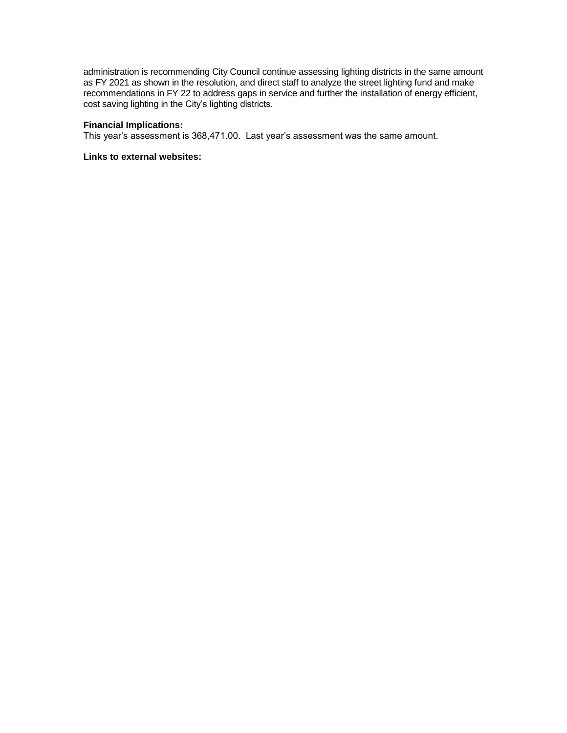administration is recommending City Council continue assessing lighting districts in the same amount as FY 2021 as shown in the resolution, and direct staff to analyze the street lighting fund and make recommendations in FY 22 to address gaps in service and further the installation of energy efficient, cost saving lighting in the City's lighting districts.

**Financial Implications:**
This year's assessment is 368,471.00. Last year's assessment was the same amount.

**Links to external websites:**